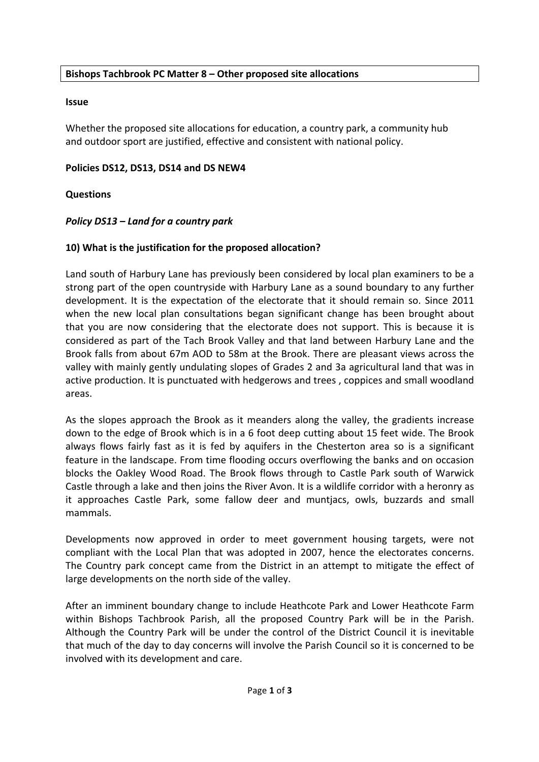**Bishops Tachbrook PC Matter 8 – Other proposed site allocations**

**Issue**

Whether the proposed site allocations for education, a country park, a community hub and outdoor sport are justified, effective and consistent with national policy.

**Policies DS12, DS13, DS14 and DS NEW4**

**Questions**

***Policy DS13 – Land for a country park***

**10) What is the justification for the proposed allocation?**

Land south of Harbury Lane has previously been considered by local plan examiners to be a strong part of the open countryside with Harbury Lane as a sound boundary to any further development. It is the expectation of the electorate that it should remain so. Since 2011 when the new local plan consultations began significant change has been brought about that you are now considering that the electorate does not support. This is because it is considered as part of the Tach Brook Valley and that land between Harbury Lane and the Brook falls from about 67m AOD to 58m at the Brook. There are pleasant views across the valley with mainly gently undulating slopes of Grades 2 and 3a agricultural land that was in active production. It is punctuated with hedgerows and trees , coppices and small woodland areas.

As the slopes approach the Brook as it meanders along the valley, the gradients increase down to the edge of Brook which is in a 6 foot deep cutting about 15 feet wide. The Brook always flows fairly fast as it is fed by aquifers in the Chesterton area so is a significant feature in the landscape. From time flooding occurs overflowing the banks and on occasion blocks the Oakley Wood Road. The Brook flows through to Castle Park south of Warwick Castle through a lake and then joins the River Avon. It is a wildlife corridor with a heronry as it approaches Castle Park, some fallow deer and muntjacs, owls, buzzards and small mammals.

Developments now approved in order to meet government housing targets, were not compliant with the Local Plan that was adopted in 2007, hence the electorates concerns. The Country park concept came from the District in an attempt to mitigate the effect of large developments on the north side of the valley.

After an imminent boundary change to include Heathcote Park and Lower Heathcote Farm within Bishops Tachbrook Parish, all the proposed Country Park will be in the Parish. Although the Country Park will be under the control of the District Council it is inevitable that much of the day to day concerns will involve the Parish Council so it is concerned to be involved with its development and care.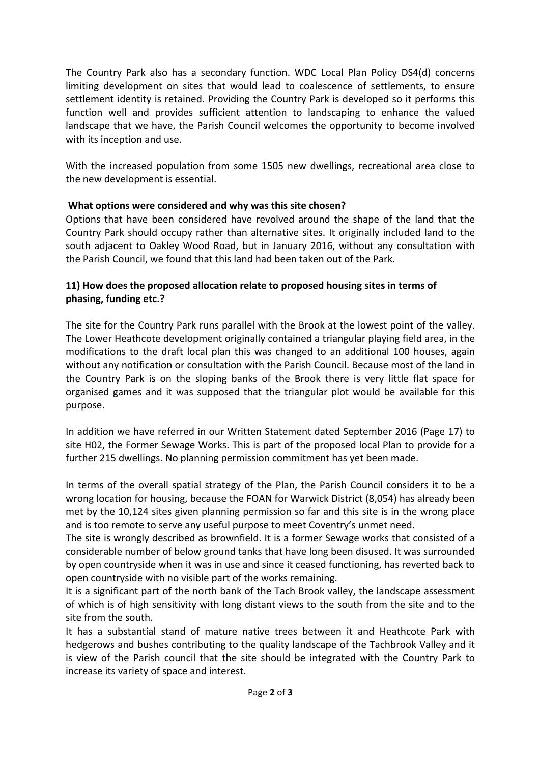The Country Park also has a secondary function. WDC Local Plan Policy DS4(d) concerns limiting development on sites that would lead to coalescence of settlements, to ensure settlement identity is retained. Providing the Country Park is developed so it performs this function well and provides sufficient attention to landscaping to enhance the valued landscape that we have, the Parish Council welcomes the opportunity to become involved with its inception and use.

With the increased population from some 1505 new dwellings, recreational area close to the new development is essential.

**What options were considered and why was this site chosen?**

Options that have been considered have revolved around the shape of the land that the Country Park should occupy rather than alternative sites. It originally included land to the south adjacent to Oakley Wood Road, but in January 2016, without any consultation with the Parish Council, we found that this land had been taken out of the Park.

**11) How does the proposed allocation relate to proposed housing sites in terms of phasing, funding etc.?**

The site for the Country Park runs parallel with the Brook at the lowest point of the valley. The Lower Heathcote development originally contained a triangular playing field area, in the modifications to the draft local plan this was changed to an additional 100 houses, again without any notification or consultation with the Parish Council. Because most of the land in the Country Park is on the sloping banks of the Brook there is very little flat space for organised games and it was supposed that the triangular plot would be available for this purpose.

In addition we have referred in our Written Statement dated September 2016 (Page 17) to site H02, the Former Sewage Works. This is part of the proposed local Plan to provide for a further 215 dwellings. No planning permission commitment has yet been made.

In terms of the overall spatial strategy of the Plan, the Parish Council considers it to be a wrong location for housing, because the FOAN for Warwick District (8,054) has already been met by the 10,124 sites given planning permission so far and this site is in the wrong place and is too remote to serve any useful purpose to meet Coventry's unmet need.

The site is wrongly described as brownfield. It is a former Sewage works that consisted of a considerable number of below ground tanks that have long been disused. It was surrounded by open countryside when it was in use and since it ceased functioning, has reverted back to open countryside with no visible part of the works remaining.

It is a significant part of the north bank of the Tach Brook valley, the landscape assessment of which is of high sensitivity with long distant views to the south from the site and to the site from the south.

It has a substantial stand of mature native trees between it and Heathcote Park with hedgerows and bushes contributing to the quality landscape of the Tachbrook Valley and it is view of the Parish council that the site should be integrated with the Country Park to increase its variety of space and interest.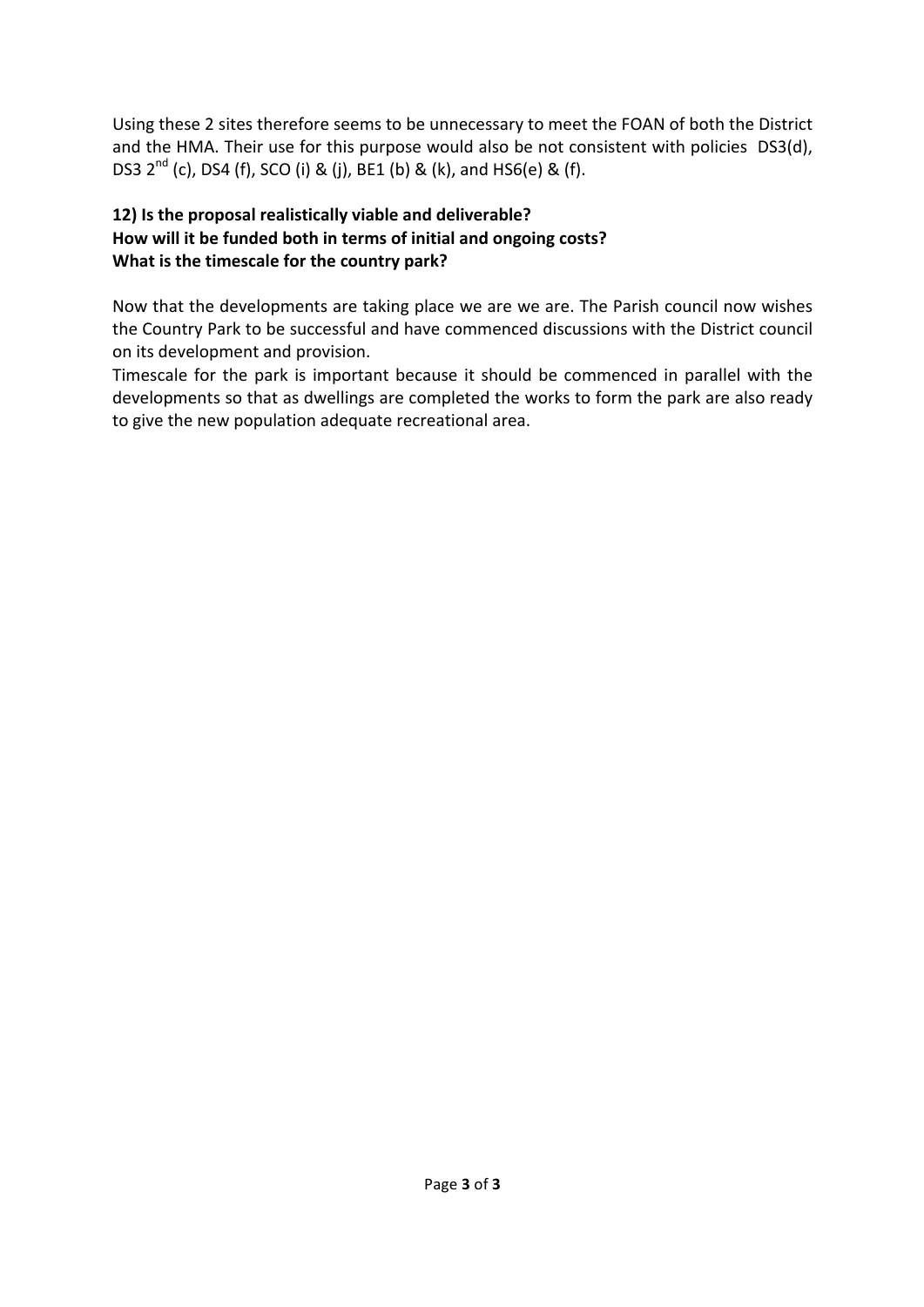Using these 2 sites therefore seems to be unnecessary to meet the FOAN of both the District and the HMA. Their use for this purpose would also be not consistent with policies DS3(d), DS3 2$^{nd}$ (c), DS4 (f), SCO (i) & (j), BE1 (b) & (k), and HS6(e) & (f).

**12) Is the proposal realistically viable and deliverable?**
**How will it be funded both in terms of initial and ongoing costs?**
**What is the timescale for the country park?**

Now that the developments are taking place we are we are. The Parish council now wishes the Country Park to be successful and have commenced discussions with the District council on its development and provision.

Timescale for the park is important because it should be commenced in parallel with the developments so that as dwellings are completed the works to form the park are also ready to give the new population adequate recreational area.